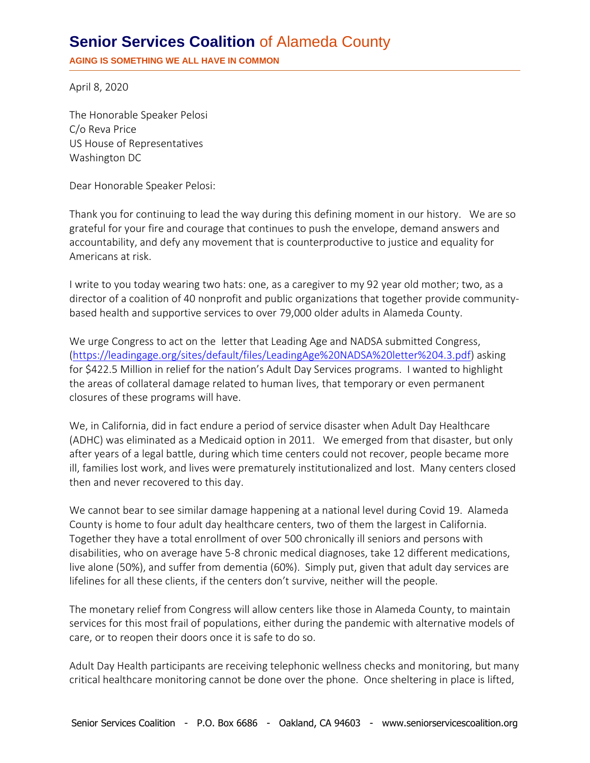# **Senior Services Coalition** of Alameda County

**AGING IS SOMETHING WE ALL HAVE IN COMMON**

April 8, 2020

The Honorable Speaker Pelosi
C/o Reva Price
US House of Representatives
Washington DC

Dear Honorable Speaker Pelosi:

Thank you for continuing to lead the way during this defining moment in our history. We are so grateful for your fire and courage that continues to push the envelope, demand answers and accountability, and defy any movement that is counterproductive to justice and equality for Americans at risk.

I write to you today wearing two hats: one, as a caregiver to my 92 year old mother; two, as a director of a coalition of 40 nonprofit and public organizations that together provide community-based health and supportive services to over 79,000 older adults in Alameda County.

We urge Congress to act on the letter that Leading Age and NADSA submitted Congress, (https://leadingage.org/sites/default/files/LeadingAge%20NADSA%20letter%204.3.pdf) asking for $422.5 Million in relief for the nation's Adult Day Services programs. I wanted to highlight the areas of collateral damage related to human lives, that temporary or even permanent closures of these programs will have.

We, in California, did in fact endure a period of service disaster when Adult Day Healthcare (ADHC) was eliminated as a Medicaid option in 2011. We emerged from that disaster, but only after years of a legal battle, during which time centers could not recover, people became more ill, families lost work, and lives were prematurely institutionalized and lost. Many centers closed then and never recovered to this day.

We cannot bear to see similar damage happening at a national level during Covid 19. Alameda County is home to four adult day healthcare centers, two of them the largest in California. Together they have a total enrollment of over 500 chronically ill seniors and persons with disabilities, who on average have 5-8 chronic medical diagnoses, take 12 different medications, live alone (50%), and suffer from dementia (60%). Simply put, given that adult day services are lifelines for all these clients, if the centers don't survive, neither will the people.

The monetary relief from Congress will allow centers like those in Alameda County, to maintain services for this most frail of populations, either during the pandemic with alternative models of care, or to reopen their doors once it is safe to do so.

Adult Day Health participants are receiving telephonic wellness checks and monitoring, but many critical healthcare monitoring cannot be done over the phone. Once sheltering in place is lifted,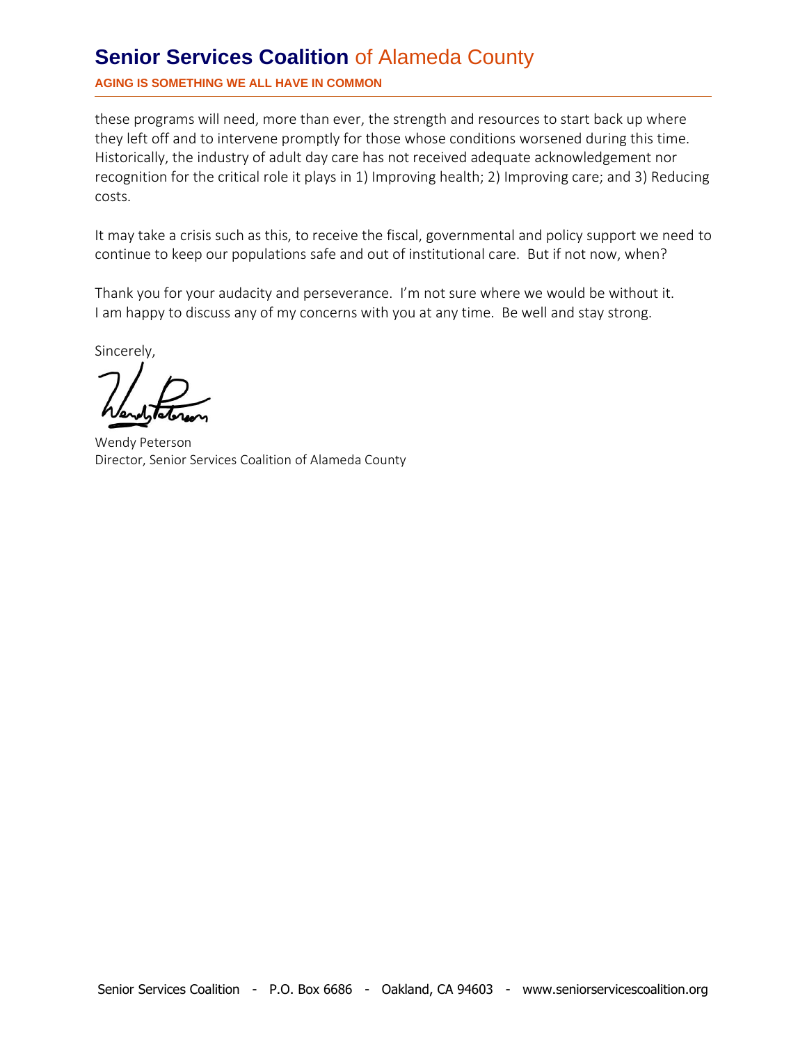these programs will need, more than ever, the strength and resources to start back up where they left off and to intervene promptly for those whose conditions worsened during this time. Historically, the industry of adult day care has not received adequate acknowledgement nor recognition for the critical role it plays in 1) Improving health; 2) Improving care; and 3) Reducing costs.

It may take a crisis such as this, to receive the fiscal, governmental and policy support we need to continue to keep our populations safe and out of institutional care. But if not now, when?

Thank you for your audacity and perseverance. I'm not sure where we would be without it. I am happy to discuss any of my concerns with you at any time. Be well and stay strong.

Sincerely,

Wendy Peterson
Director, Senior Services Coalition of Alameda County